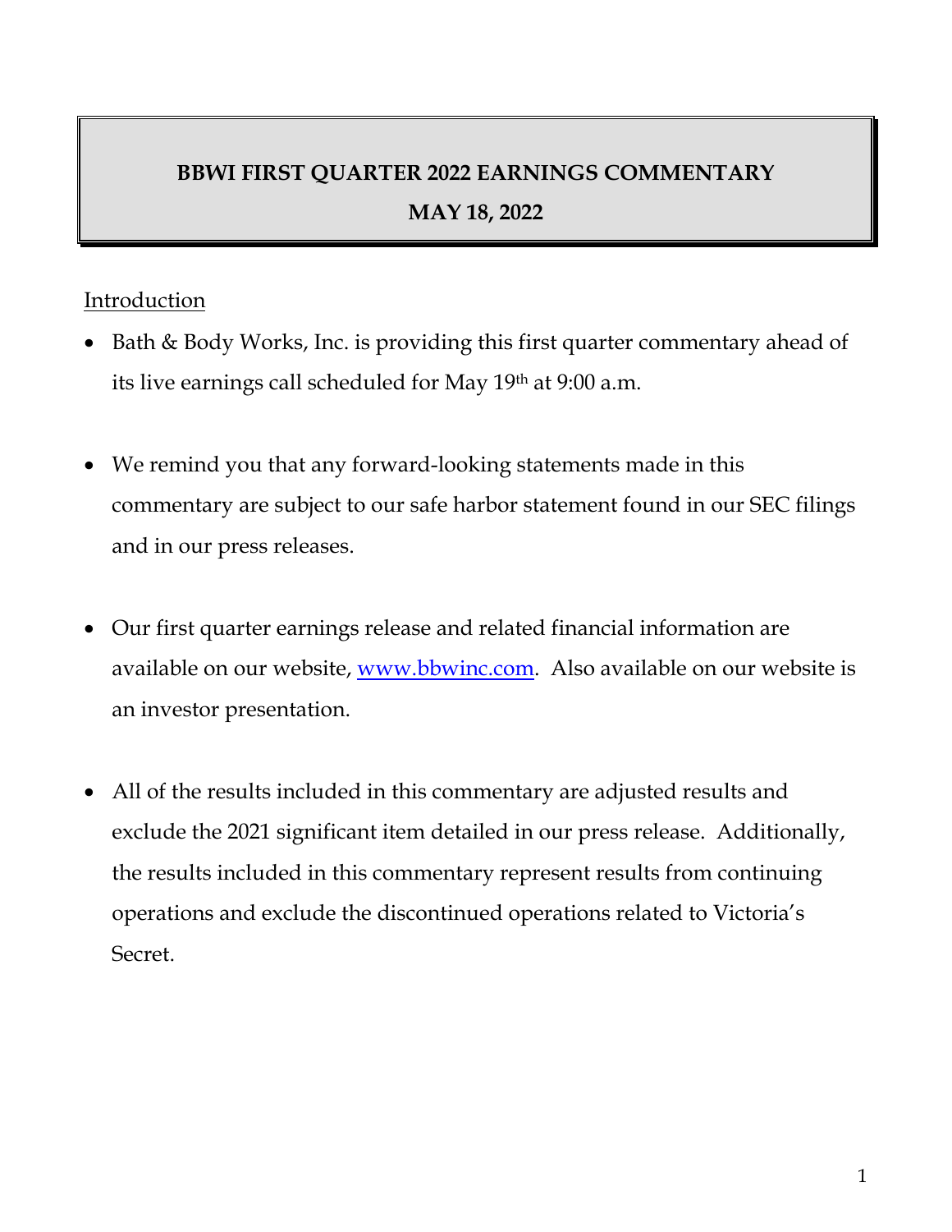# BBWI FIRST QUARTER 2022 EARNINGS COMMENTARY

## MAY 18, 2022

Introduction

- Bath & Body Works, Inc. is providing this first quarter commentary ahead of its live earnings call scheduled for May 19th at 9:00 a.m.

- We remind you that any forward-looking statements made in this commentary are subject to our safe harbor statement found in our SEC filings and in our press releases.

- Our first quarter earnings release and related financial information are available on our website, www.bbwinc.com. Also available on our website is an investor presentation.

- All of the results included in this commentary are adjusted results and exclude the 2021 significant item detailed in our press release. Additionally, the results included in this commentary represent results from continuing operations and exclude the discontinued operations related to Victoria's Secret.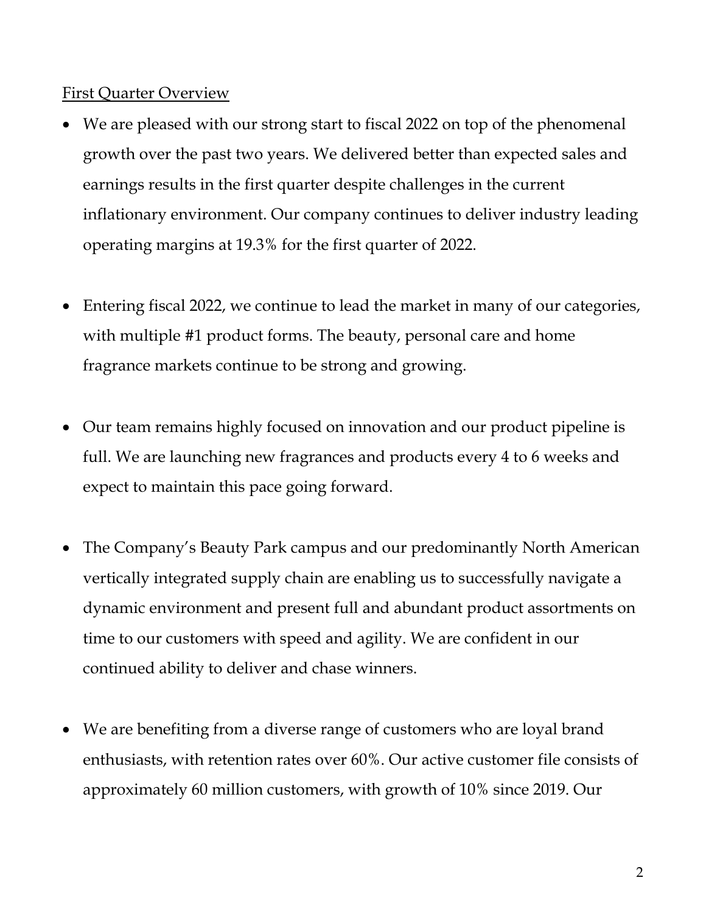First Quarter Overview

- We are pleased with our strong start to fiscal 2022 on top of the phenomenal growth over the past two years. We delivered better than expected sales and earnings results in the first quarter despite challenges in the current inflationary environment. Our company continues to deliver industry leading operating margins at 19.3% for the first quarter of 2022.

- Entering fiscal 2022, we continue to lead the market in many of our categories, with multiple #1 product forms. The beauty, personal care and home fragrance markets continue to be strong and growing.

- Our team remains highly focused on innovation and our product pipeline is full. We are launching new fragrances and products every 4 to 6 weeks and expect to maintain this pace going forward.

- The Company's Beauty Park campus and our predominantly North American vertically integrated supply chain are enabling us to successfully navigate a dynamic environment and present full and abundant product assortments on time to our customers with speed and agility. We are confident in our continued ability to deliver and chase winners.

- We are benefiting from a diverse range of customers who are loyal brand enthusiasts, with retention rates over 60%. Our active customer file consists of approximately 60 million customers, with growth of 10% since 2019. Our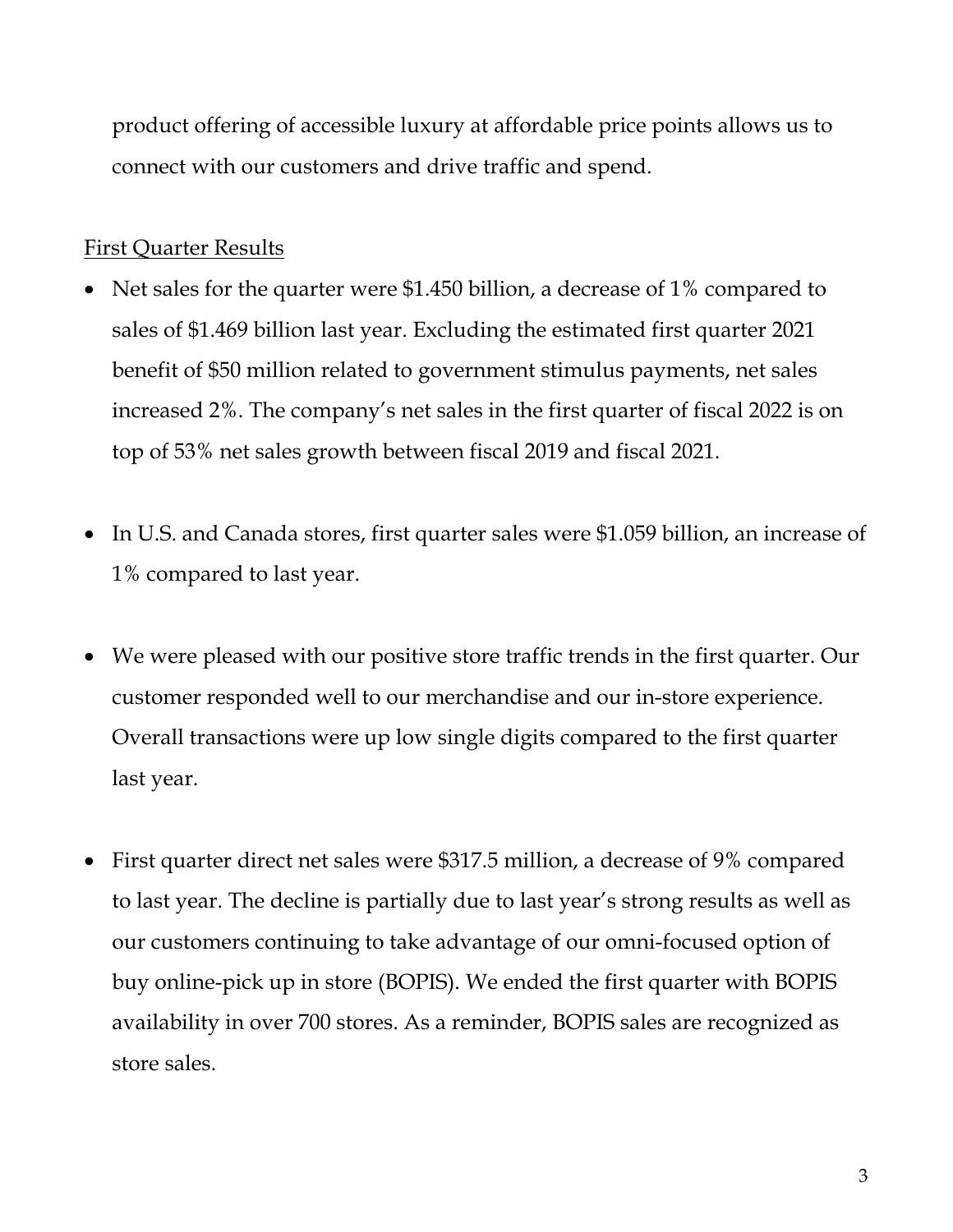product offering of accessible luxury at affordable price points allows us to connect with our customers and drive traffic and spend.

<u>First Quarter Results</u>

- Net sales for the quarter were $1.450 billion, a decrease of 1% compared to sales of $1.469 billion last year. Excluding the estimated first quarter 2021 benefit of $50 million related to government stimulus payments, net sales increased 2%. The company's net sales in the first quarter of fiscal 2022 is on top of 53% net sales growth between fiscal 2019 and fiscal 2021.

- In U.S. and Canada stores, first quarter sales were $1.059 billion, an increase of 1% compared to last year.

- We were pleased with our positive store traffic trends in the first quarter. Our customer responded well to our merchandise and our in-store experience. Overall transactions were up low single digits compared to the first quarter last year.

- First quarter direct net sales were $317.5 million, a decrease of 9% compared to last year. The decline is partially due to last year's strong results as well as our customers continuing to take advantage of our omni-focused option of buy online-pick up in store (BOPIS). We ended the first quarter with BOPIS availability in over 700 stores. As a reminder, BOPIS sales are recognized as store sales.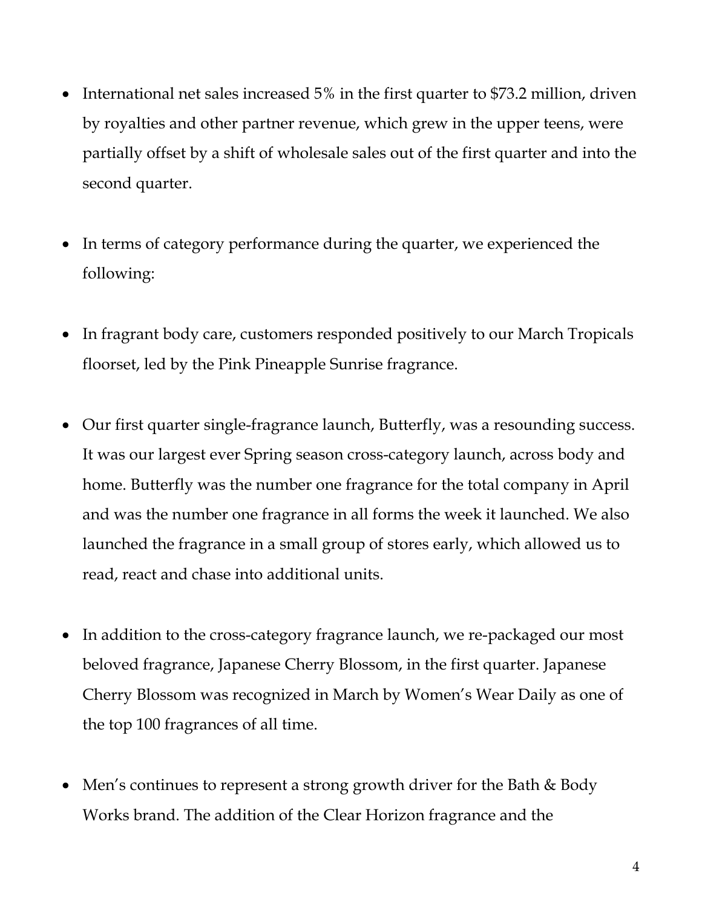- International net sales increased 5% in the first quarter to $73.2 million, driven by royalties and other partner revenue, which grew in the upper teens, were partially offset by a shift of wholesale sales out of the first quarter and into the second quarter.

- In terms of category performance during the quarter, we experienced the following:

- In fragrant body care, customers responded positively to our March Tropicals floorset, led by the Pink Pineapple Sunrise fragrance.

- Our first quarter single-fragrance launch, Butterfly, was a resounding success. It was our largest ever Spring season cross-category launch, across body and home. Butterfly was the number one fragrance for the total company in April and was the number one fragrance in all forms the week it launched. We also launched the fragrance in a small group of stores early, which allowed us to read, react and chase into additional units.

- In addition to the cross-category fragrance launch, we re-packaged our most beloved fragrance, Japanese Cherry Blossom, in the first quarter. Japanese Cherry Blossom was recognized in March by Women's Wear Daily as one of the top 100 fragrances of all time.

- Men's continues to represent a strong growth driver for the Bath & Body Works brand. The addition of the Clear Horizon fragrance and the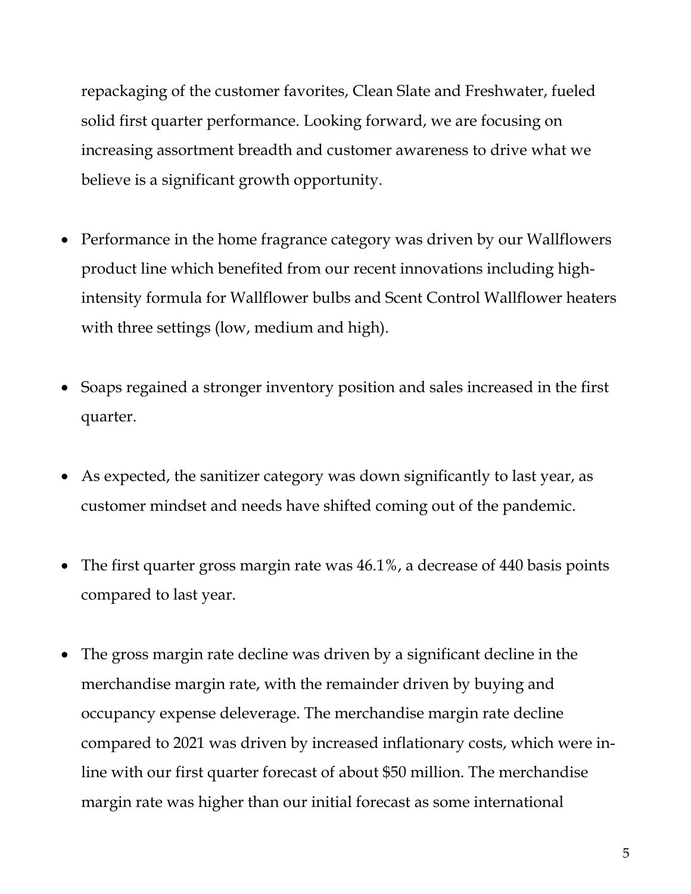repackaging of the customer favorites, Clean Slate and Freshwater, fueled solid first quarter performance. Looking forward, we are focusing on increasing assortment breadth and customer awareness to drive what we believe is a significant growth opportunity.

- Performance in the home fragrance category was driven by our Wallflowers product line which benefited from our recent innovations including high-intensity formula for Wallflower bulbs and Scent Control Wallflower heaters with three settings (low, medium and high).

- Soaps regained a stronger inventory position and sales increased in the first quarter.

- As expected, the sanitizer category was down significantly to last year, as customer mindset and needs have shifted coming out of the pandemic.

- The first quarter gross margin rate was 46.1%, a decrease of 440 basis points compared to last year.

- The gross margin rate decline was driven by a significant decline in the merchandise margin rate, with the remainder driven by buying and occupancy expense deleverage. The merchandise margin rate decline compared to 2021 was driven by increased inflationary costs, which were in-line with our first quarter forecast of about $50 million. The merchandise margin rate was higher than our initial forecast as some international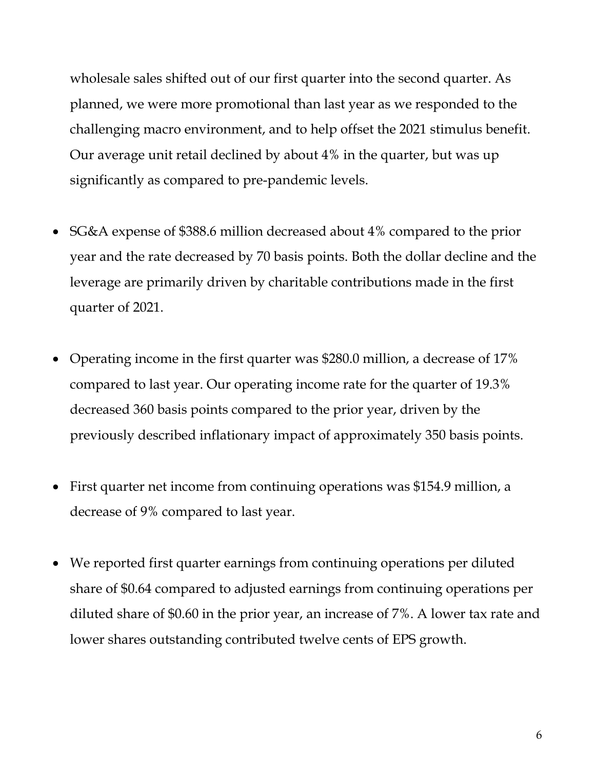wholesale sales shifted out of our first quarter into the second quarter. As planned, we were more promotional than last year as we responded to the challenging macro environment, and to help offset the 2021 stimulus benefit. Our average unit retail declined by about 4% in the quarter, but was up significantly as compared to pre-pandemic levels.

- SG&A expense of $388.6 million decreased about 4% compared to the prior year and the rate decreased by 70 basis points. Both the dollar decline and the leverage are primarily driven by charitable contributions made in the first quarter of 2021.

- Operating income in the first quarter was $280.0 million, a decrease of 17% compared to last year. Our operating income rate for the quarter of 19.3% decreased 360 basis points compared to the prior year, driven by the previously described inflationary impact of approximately 350 basis points.

- First quarter net income from continuing operations was $154.9 million, a decrease of 9% compared to last year.

- We reported first quarter earnings from continuing operations per diluted share of $0.64 compared to adjusted earnings from continuing operations per diluted share of $0.60 in the prior year, an increase of 7%. A lower tax rate and lower shares outstanding contributed twelve cents of EPS growth.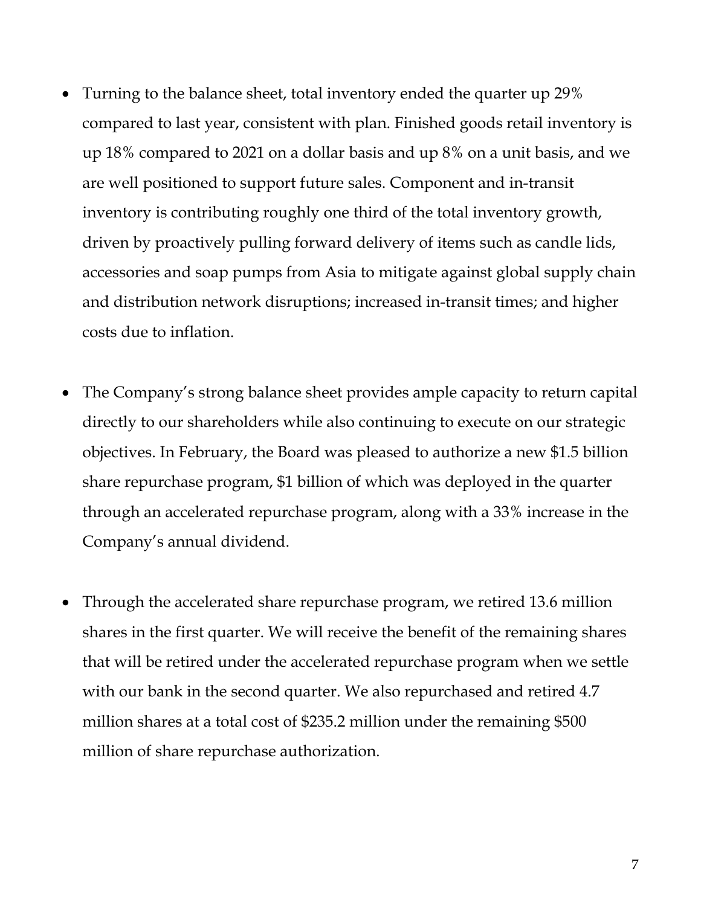- Turning to the balance sheet, total inventory ended the quarter up 29% compared to last year, consistent with plan. Finished goods retail inventory is up 18% compared to 2021 on a dollar basis and up 8% on a unit basis, and we are well positioned to support future sales. Component and in-transit inventory is contributing roughly one third of the total inventory growth, driven by proactively pulling forward delivery of items such as candle lids, accessories and soap pumps from Asia to mitigate against global supply chain and distribution network disruptions; increased in-transit times; and higher costs due to inflation.

- The Company's strong balance sheet provides ample capacity to return capital directly to our shareholders while also continuing to execute on our strategic objectives. In February, the Board was pleased to authorize a new $1.5 billion share repurchase program, $1 billion of which was deployed in the quarter through an accelerated repurchase program, along with a 33% increase in the Company's annual dividend.

- Through the accelerated share repurchase program, we retired 13.6 million shares in the first quarter. We will receive the benefit of the remaining shares that will be retired under the accelerated repurchase program when we settle with our bank in the second quarter. We also repurchased and retired 4.7 million shares at a total cost of $235.2 million under the remaining $500 million of share repurchase authorization.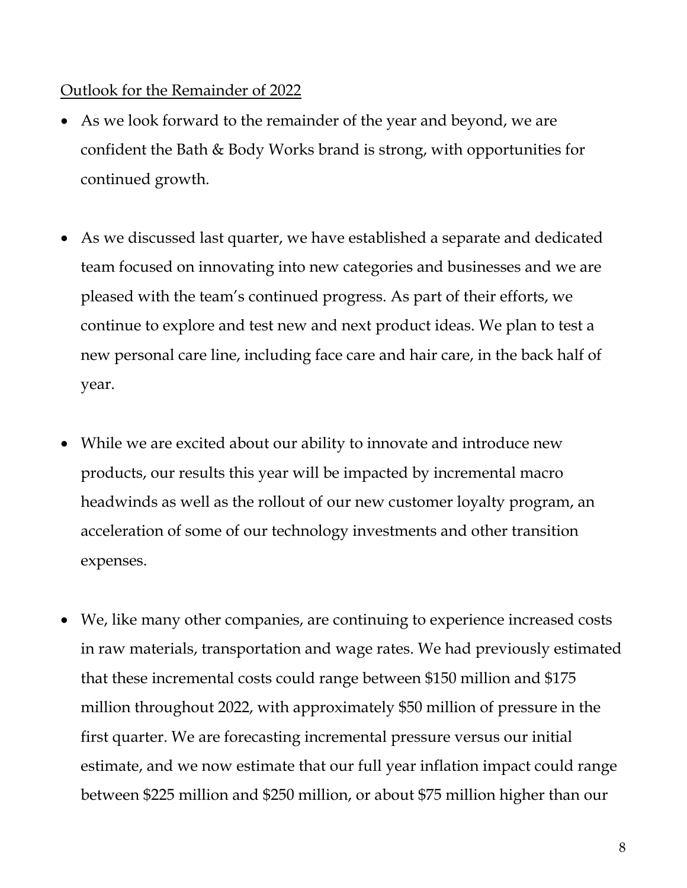Outlook for the Remainder of 2022

- As we look forward to the remainder of the year and beyond, we are confident the Bath & Body Works brand is strong, with opportunities for continued growth.

- As we discussed last quarter, we have established a separate and dedicated team focused on innovating into new categories and businesses and we are pleased with the team's continued progress. As part of their efforts, we continue to explore and test new and next product ideas. We plan to test a new personal care line, including face care and hair care, in the back half of year.

- While we are excited about our ability to innovate and introduce new products, our results this year will be impacted by incremental macro headwinds as well as the rollout of our new customer loyalty program, an acceleration of some of our technology investments and other transition expenses.

- We, like many other companies, are continuing to experience increased costs in raw materials, transportation and wage rates. We had previously estimated that these incremental costs could range between $150 million and $175 million throughout 2022, with approximately $50 million of pressure in the first quarter. We are forecasting incremental pressure versus our initial estimate, and we now estimate that our full year inflation impact could range between $225 million and $250 million, or about $75 million higher than our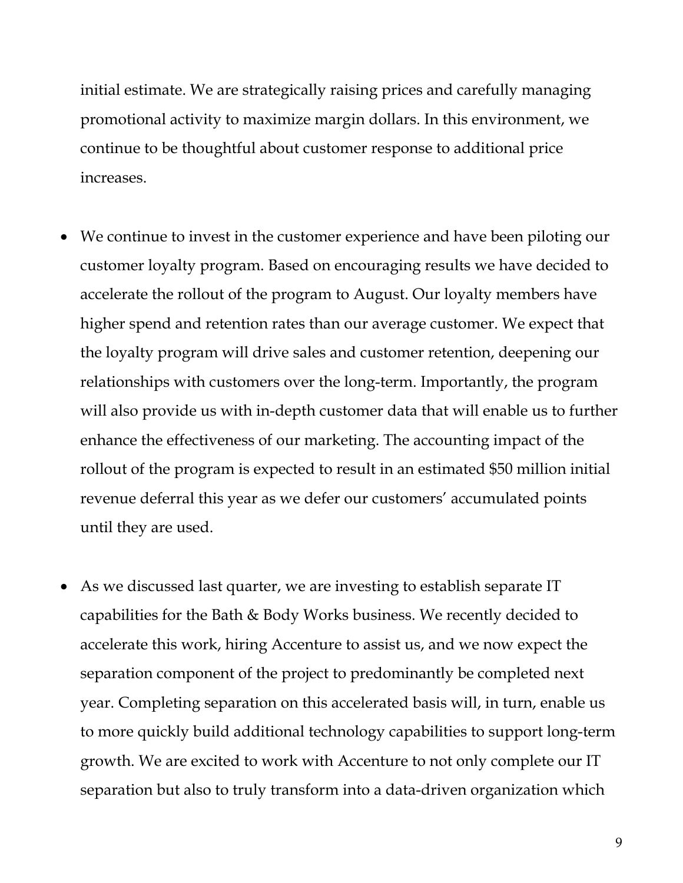initial estimate. We are strategically raising prices and carefully managing promotional activity to maximize margin dollars. In this environment, we continue to be thoughtful about customer response to additional price increases.

- We continue to invest in the customer experience and have been piloting our customer loyalty program. Based on encouraging results we have decided to accelerate the rollout of the program to August. Our loyalty members have higher spend and retention rates than our average customer. We expect that the loyalty program will drive sales and customer retention, deepening our relationships with customers over the long-term. Importantly, the program will also provide us with in-depth customer data that will enable us to further enhance the effectiveness of our marketing. The accounting impact of the rollout of the program is expected to result in an estimated $50 million initial revenue deferral this year as we defer our customers' accumulated points until they are used.

- As we discussed last quarter, we are investing to establish separate IT capabilities for the Bath & Body Works business. We recently decided to accelerate this work, hiring Accenture to assist us, and we now expect the separation component of the project to predominantly be completed next year. Completing separation on this accelerated basis will, in turn, enable us to more quickly build additional technology capabilities to support long-term growth. We are excited to work with Accenture to not only complete our IT separation but also to truly transform into a data-driven organization which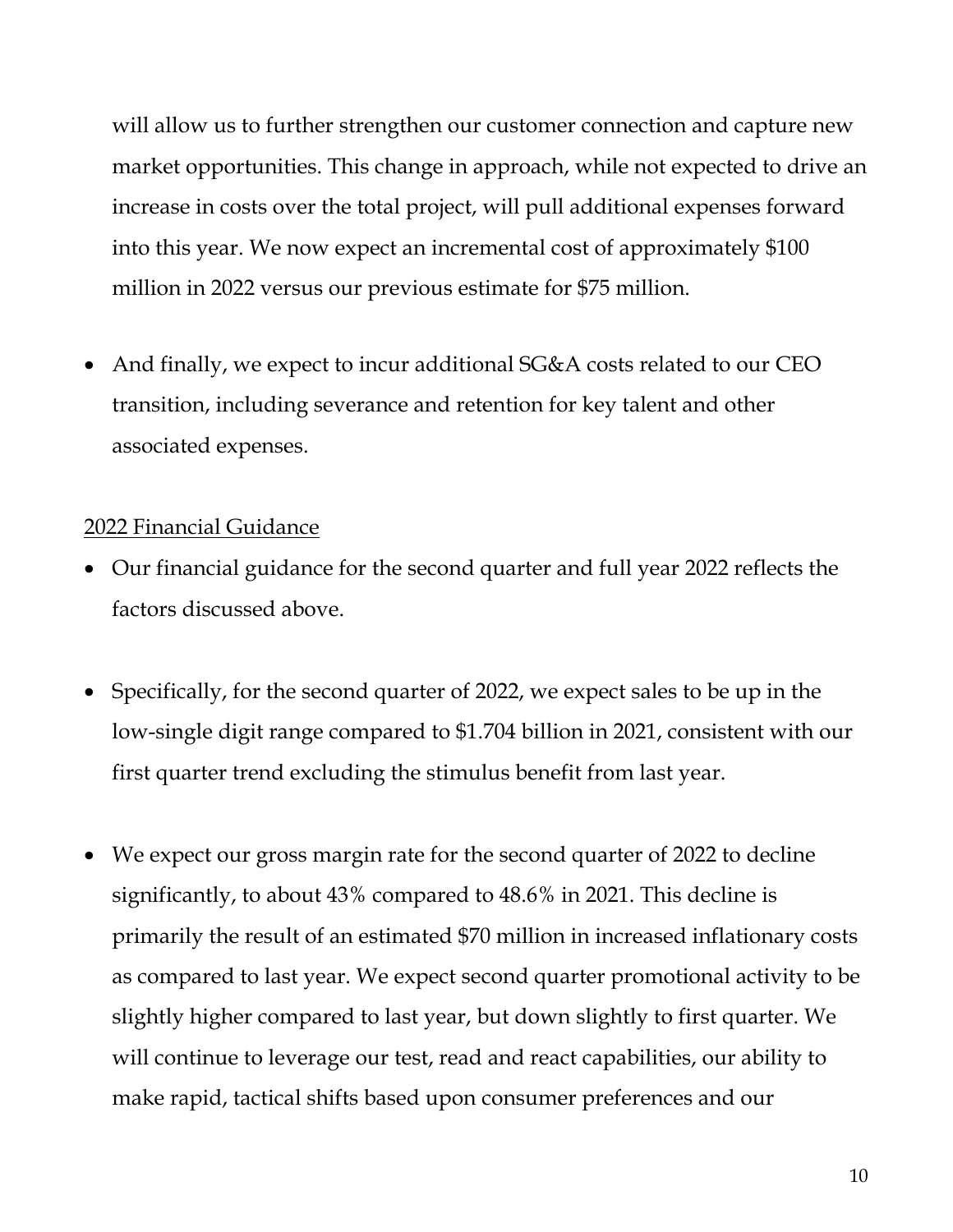will allow us to further strengthen our customer connection and capture new market opportunities. This change in approach, while not expected to drive an increase in costs over the total project, will pull additional expenses forward into this year. We now expect an incremental cost of approximately $100 million in 2022 versus our previous estimate for $75 million.

- And finally, we expect to incur additional SG&A costs related to our CEO transition, including severance and retention for key talent and other associated expenses.

<u>2022 Financial Guidance</u>

- Our financial guidance for the second quarter and full year 2022 reflects the factors discussed above.

- Specifically, for the second quarter of 2022, we expect sales to be up in the low-single digit range compared to $1.704 billion in 2021, consistent with our first quarter trend excluding the stimulus benefit from last year.

- We expect our gross margin rate for the second quarter of 2022 to decline significantly, to about 43% compared to 48.6% in 2021. This decline is primarily the result of an estimated $70 million in increased inflationary costs as compared to last year. We expect second quarter promotional activity to be slightly higher compared to last year, but down slightly to first quarter. We will continue to leverage our test, read and react capabilities, our ability to make rapid, tactical shifts based upon consumer preferences and our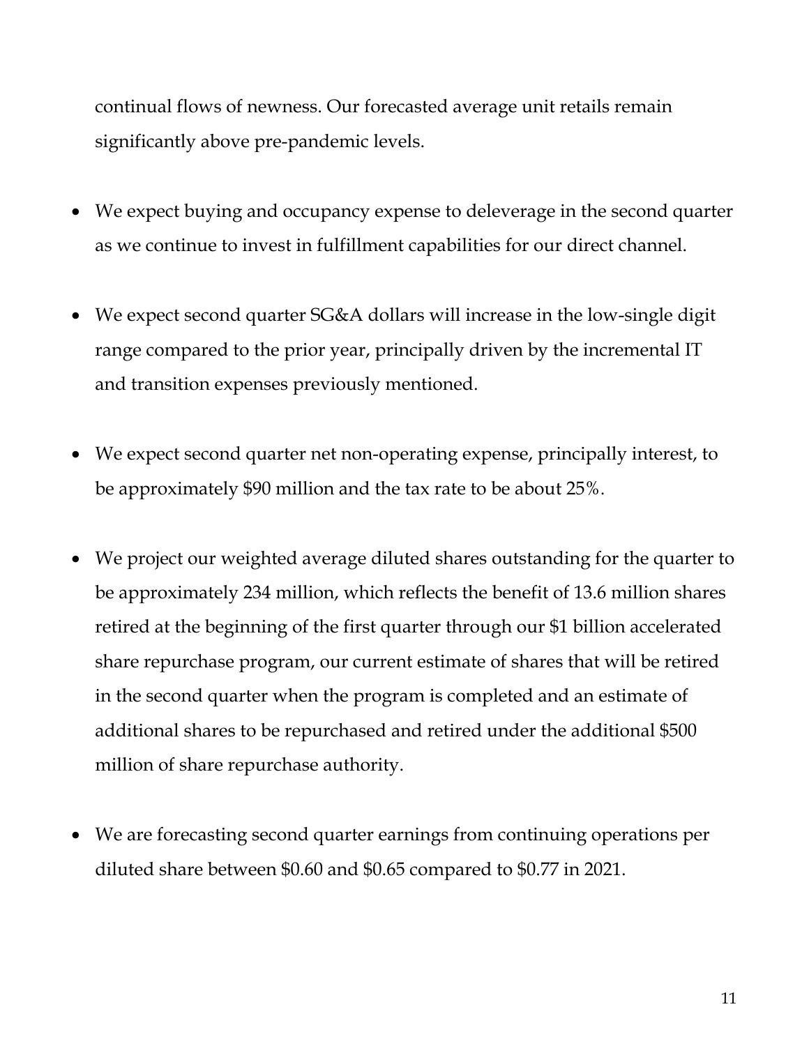continual flows of newness. Our forecasted average unit retails remain significantly above pre-pandemic levels.

- We expect buying and occupancy expense to deleverage in the second quarter as we continue to invest in fulfillment capabilities for our direct channel.

- We expect second quarter SG&A dollars will increase in the low-single digit range compared to the prior year, principally driven by the incremental IT and transition expenses previously mentioned.

- We expect second quarter net non-operating expense, principally interest, to be approximately $90 million and the tax rate to be about 25%.

- We project our weighted average diluted shares outstanding for the quarter to be approximately 234 million, which reflects the benefit of 13.6 million shares retired at the beginning of the first quarter through our $1 billion accelerated share repurchase program, our current estimate of shares that will be retired in the second quarter when the program is completed and an estimate of additional shares to be repurchased and retired under the additional $500 million of share repurchase authority.

- We are forecasting second quarter earnings from continuing operations per diluted share between $0.60 and $0.65 compared to $0.77 in 2021.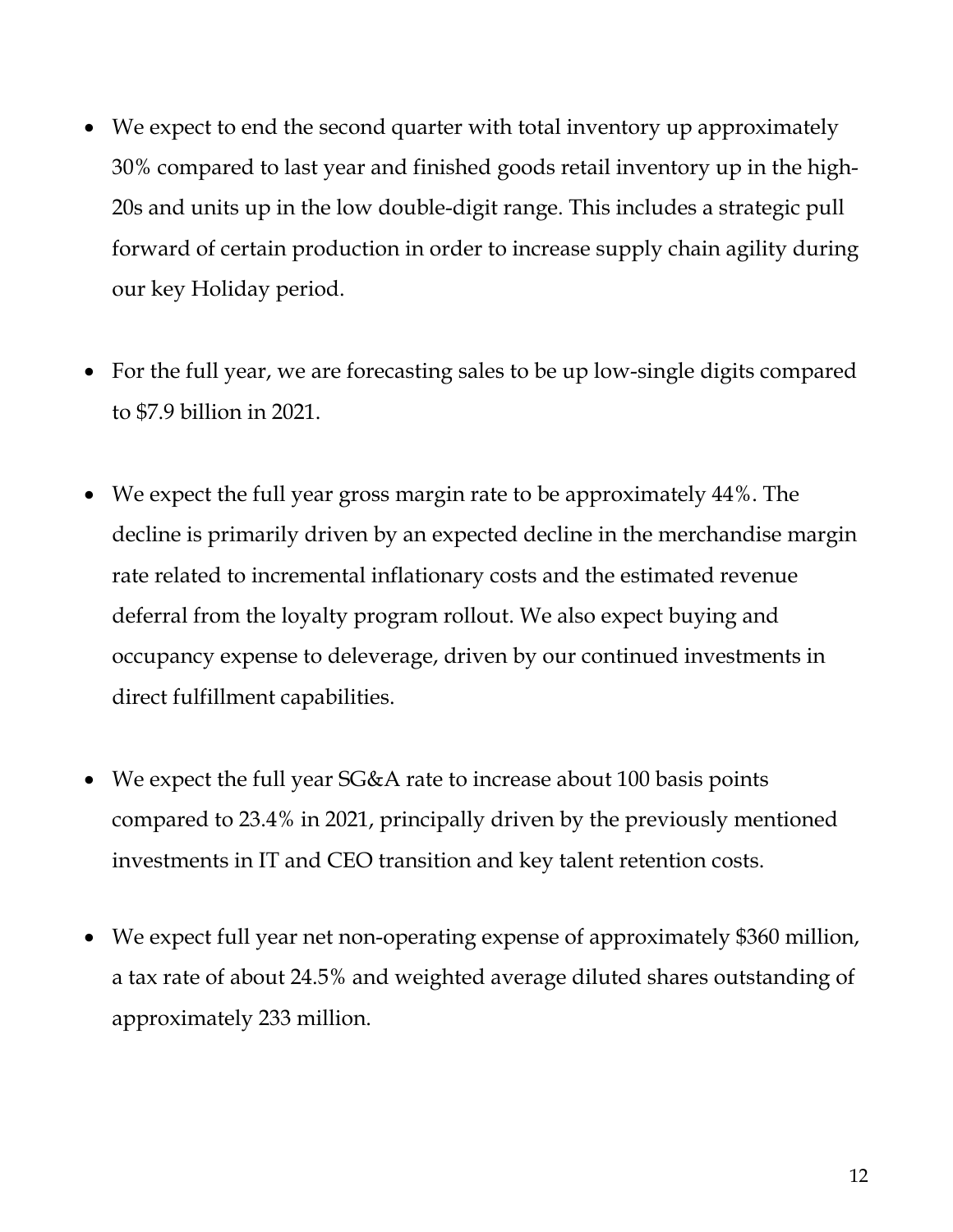- We expect to end the second quarter with total inventory up approximately 30% compared to last year and finished goods retail inventory up in the high-20s and units up in the low double-digit range. This includes a strategic pull forward of certain production in order to increase supply chain agility during our key Holiday period.

- For the full year, we are forecasting sales to be up low-single digits compared to $7.9 billion in 2021.

- We expect the full year gross margin rate to be approximately 44%. The decline is primarily driven by an expected decline in the merchandise margin rate related to incremental inflationary costs and the estimated revenue deferral from the loyalty program rollout. We also expect buying and occupancy expense to deleverage, driven by our continued investments in direct fulfillment capabilities.

- We expect the full year SG&A rate to increase about 100 basis points compared to 23.4% in 2021, principally driven by the previously mentioned investments in IT and CEO transition and key talent retention costs.

- We expect full year net non-operating expense of approximately $360 million, a tax rate of about 24.5% and weighted average diluted shares outstanding of approximately 233 million.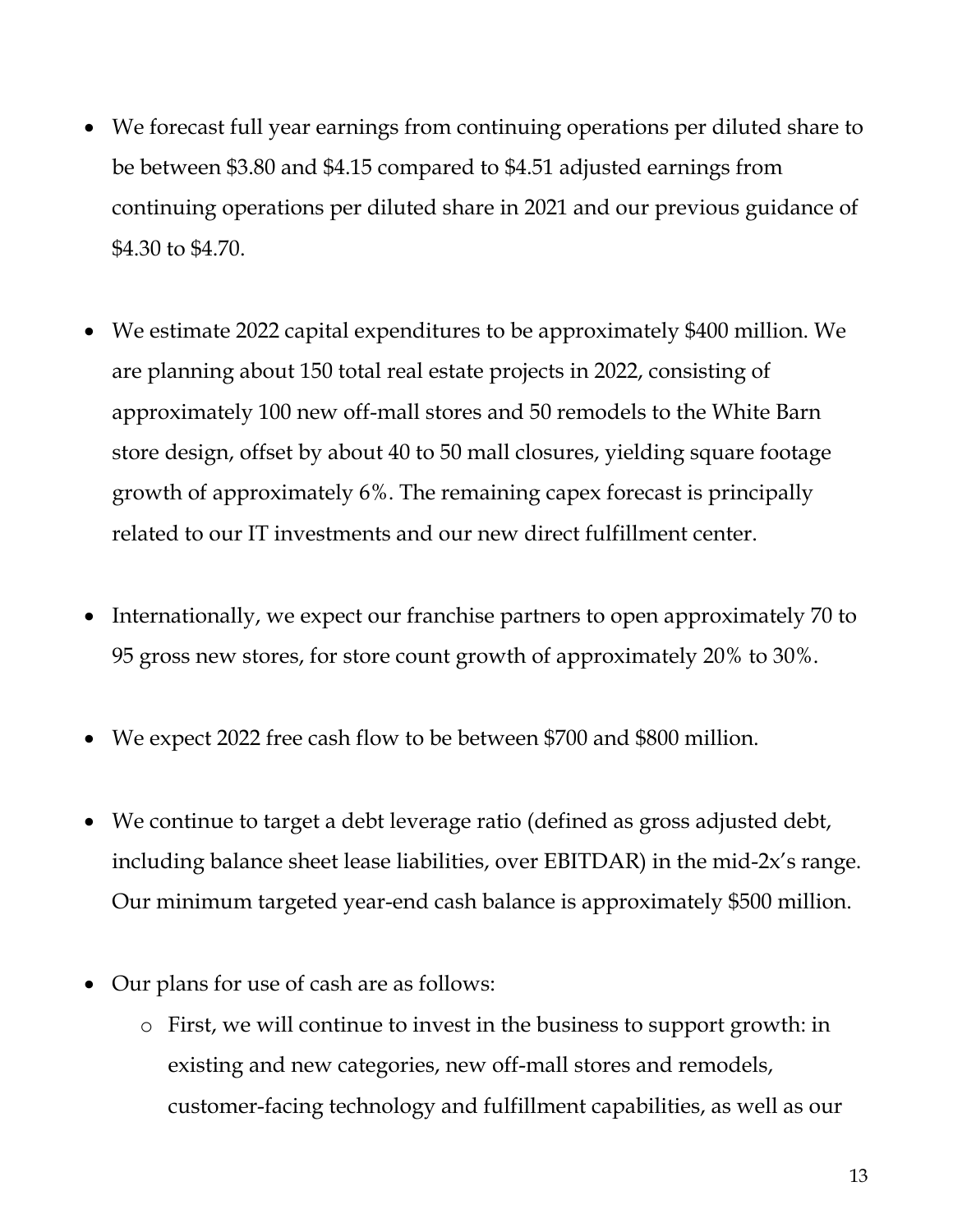- We forecast full year earnings from continuing operations per diluted share to be between \$3.80 and \$4.15 compared to \$4.51 adjusted earnings from continuing operations per diluted share in 2021 and our previous guidance of \$4.30 to \$4.70.

- We estimate 2022 capital expenditures to be approximately \$400 million. We are planning about 150 total real estate projects in 2022, consisting of approximately 100 new off-mall stores and 50 remodels to the White Barn store design, offset by about 40 to 50 mall closures, yielding square footage growth of approximately 6%. The remaining capex forecast is principally related to our IT investments and our new direct fulfillment center.

- Internationally, we expect our franchise partners to open approximately 70 to 95 gross new stores, for store count growth of approximately 20% to 30%.

- We expect 2022 free cash flow to be between \$700 and \$800 million.

- We continue to target a debt leverage ratio (defined as gross adjusted debt, including balance sheet lease liabilities, over EBITDAR) in the mid-2x's range. Our minimum targeted year-end cash balance is approximately \$500 million.

- Our plans for use of cash are as follows:
  - First, we will continue to invest in the business to support growth: in existing and new categories, new off-mall stores and remodels, customer-facing technology and fulfillment capabilities, as well as our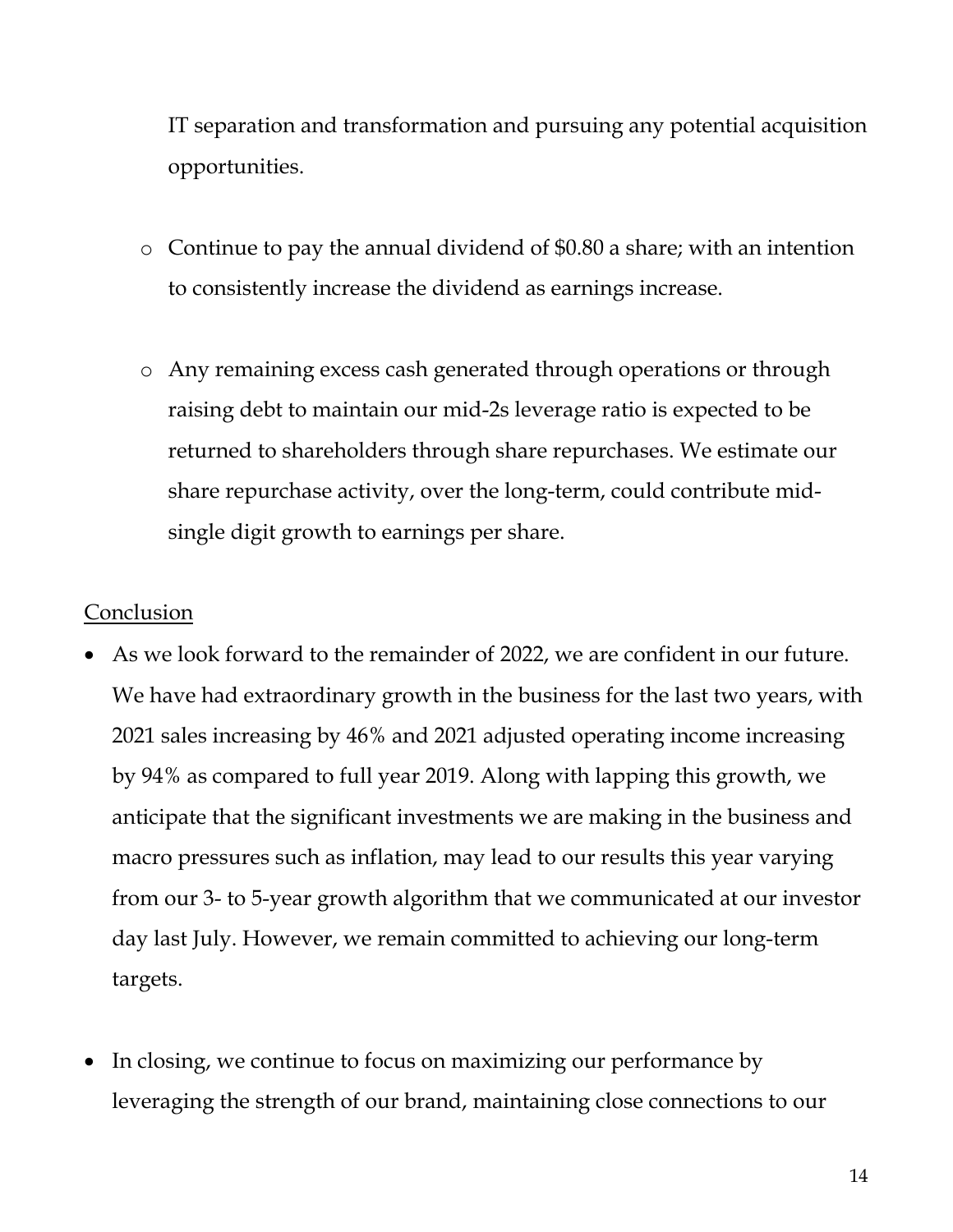IT separation and transformation and pursuing any potential acquisition opportunities.

  - Continue to pay the annual dividend of $0.80 a share; with an intention to consistently increase the dividend as earnings increase.

  - Any remaining excess cash generated through operations or through raising debt to maintain our mid-2s leverage ratio is expected to be returned to shareholders through share repurchases. We estimate our share repurchase activity, over the long-term, could contribute mid-single digit growth to earnings per share.

<u>Conclusion</u>

- As we look forward to the remainder of 2022, we are confident in our future. We have had extraordinary growth in the business for the last two years, with 2021 sales increasing by 46% and 2021 adjusted operating income increasing by 94% as compared to full year 2019. Along with lapping this growth, we anticipate that the significant investments we are making in the business and macro pressures such as inflation, may lead to our results this year varying from our 3- to 5-year growth algorithm that we communicated at our investor day last July. However, we remain committed to achieving our long-term targets.

- In closing, we continue to focus on maximizing our performance by leveraging the strength of our brand, maintaining close connections to our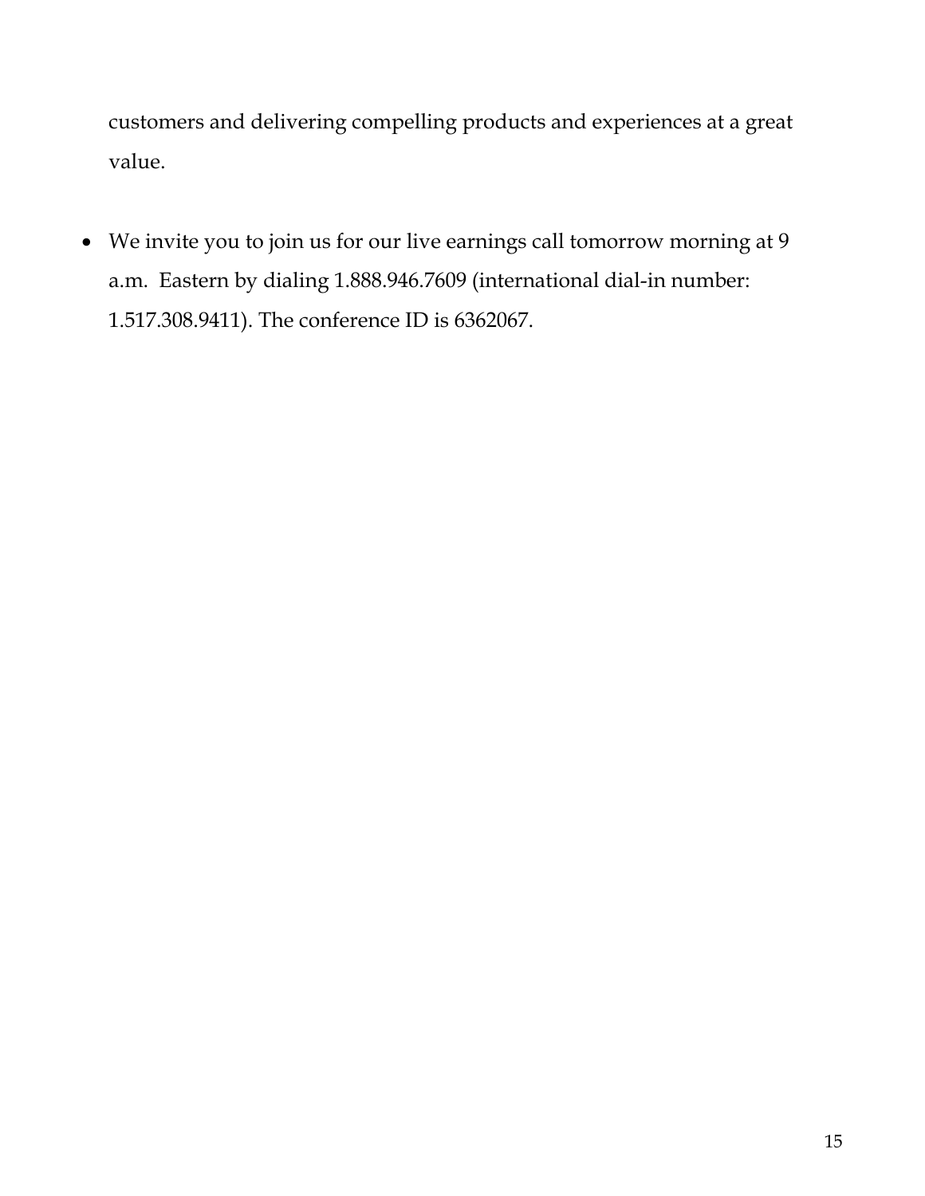customers and delivering compelling products and experiences at a great value.

- We invite you to join us for our live earnings call tomorrow morning at 9 a.m. Eastern by dialing 1.888.946.7609 (international dial-in number: 1.517.308.9411). The conference ID is 6362067.